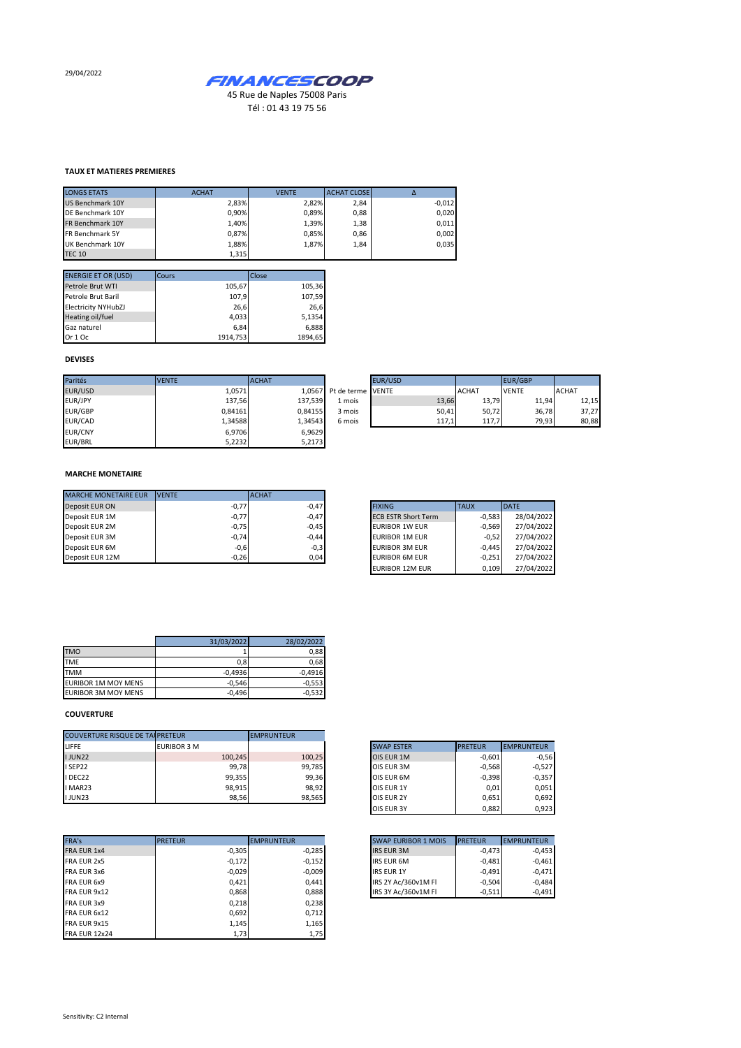29/04/2022

**FINANCESCOOP**

45 Rue de Naples 75008 Paris

Tél : 01 43 19 75 56

### TAUX ET MATIERES PREMIERES

| LONGS ETATS | ACHAT | VENTE | ACHAT CLOSE | Δ |
|---|---|---|---|---|
| US Benchmark 10Y | 2,83% | 2,82% | 2,84 | -0,012 |
| DE Benchmark 10Y | 0,90% | 0,89% | 0,88 | 0,020 |
| FR Benchmark 10Y | 1,40% | 1,39% | 1,38 | 0,011 |
| FR Benchmark 5Y | 0,87% | 0,85% | 0,86 | 0,002 |
| UK Benchmark 10Y | 1,88% | 1,87% | 1,84 | 0,035 |
| TEC 10 | 1,315 | | | |

| ENERGIE ET OR (USD) | Cours | Close |
|---|---|---|
| Petrole Brut WTI | 105,67 | 105,36 |
| Petrole Brut Baril | 107,9 | 107,59 |
| Electricity NYHubZJ | 26,6 | 26,6 |
| Heating oil/fuel | 4,033 | 5,1354 |
| Gaz naturel | 6,84 | 6,888 |
| Or 1 Oc | 1914,753 | 1894,65 |

### DEVISES

| Parités | VENTE | ACHAT |
|---|---|---|
| EUR/USD | 1,0571 | 1,0567 |
| EUR/JPY | 137,56 | 137,539 |
| EUR/GBP | 0,84161 | 0,84155 |
| EUR/CAD | 1,34588 | 1,34543 |
| EUR/CNY | 6,9706 | 6,9629 |
| EUR/BRL | 5,2232 | 5,2173 |

| | EUR/USD | | EUR/GBP | |
|---|---|---|---|---|
| Pt de terme | VENTE | ACHAT | VENTE | ACHAT |
| 1 mois | 13,66 | 13,79 | 11,94 | 12,15 |
| 3 mois | 50,41 | 50,72 | 36,78 | 37,27 |
| 6 mois | 117,1 | 117,7 | 79,93 | 80,88 |

### MARCHE MONETAIRE

| MARCHE MONETAIRE EUR | VENTE | ACHAT |
|---|---|---|
| Deposit EUR ON | -0,77 | -0,47 |
| Deposit EUR 1M | -0,77 | -0,47 |
| Deposit EUR 2M | -0,75 | -0,45 |
| Deposit EUR 3M | -0,74 | -0,44 |
| Deposit EUR 6M | -0,6 | -0,3 |
| Deposit EUR 12M | -0,26 | 0,04 |

| FIXING | TAUX | DATE |
|---|---|---|
| ECB ESTR Short Term | -0,583 | 28/04/2022 |
| EURIBOR 1W EUR | -0,569 | 27/04/2022 |
| EURIBOR 1M EUR | -0,52 | 27/04/2022 |
| EURIBOR 3M EUR | -0,445 | 27/04/2022 |
| EURIBOR 6M EUR | -0,251 | 27/04/2022 |
| EURIBOR 12M EUR | 0,109 | 27/04/2022 |

| | 31/03/2022 | 28/02/2022 |
|---|---|---|
| TMO | 1 | 0,88 |
| TME | 0,8 | 0,68 |
| TMM | -0,4936 | -0,4916 |
| EURIBOR 1M MOY MENS | -0,546 | -0,553 |
| EURIBOR 3M MOY MENS | -0,496 | -0,532 |

### COUVERTURE

| COUVERTURE RISQUE DE TA | PRETEUR | EMPRUNTEUR |
|---|---|---|
| LIFFE | EURIBOR 3 M | |
| I JUN22 | 100,245 | 100,25 |
| I SEP22 | 99,78 | 99,785 |
| I DEC22 | 99,355 | 99,36 |
| I MAR23 | 98,915 | 98,92 |
| I JUN23 | 98,56 | 98,565 |

| SWAP ESTER | PRETEUR | EMPRUNTEUR |
|---|---|---|
| OIS EUR 1M | -0,601 | -0,56 |
| OIS EUR 3M | -0,568 | -0,527 |
| OIS EUR 6M | -0,398 | -0,357 |
| OIS EUR 1Y | 0,01 | 0,051 |
| OIS EUR 2Y | 0,651 | 0,692 |
| OIS EUR 3Y | 0,882 | 0,923 |

| FRA's | PRETEUR | EMPRUNTEUR |
|---|---|---|
| FRA EUR 1x4 | -0,305 | -0,285 |
| FRA EUR 2x5 | -0,172 | -0,152 |
| FRA EUR 3x6 | -0,029 | -0,009 |
| FRA EUR 6x9 | 0,421 | 0,441 |
| FRA EUR 9x12 | 0,868 | 0,888 |
| FRA EUR 3x9 | 0,218 | 0,238 |
| FRA EUR 6x12 | 0,692 | 0,712 |
| FRA EUR 9x15 | 1,145 | 1,165 |
| FRA EUR 12x24 | 1,73 | 1,75 |

| SWAP EURIBOR 1 MOIS | PRETEUR | EMPRUNTEUR |
|---|---|---|
| IRS EUR 3M | -0,473 | -0,453 |
| IRS EUR 6M | -0,481 | -0,461 |
| IRS EUR 1Y | -0,491 | -0,471 |
| IRS 2Y Ac/360v1M Fl | -0,504 | -0,484 |
| IRS 3Y Ac/360v1M Fl | -0,511 | -0,491 |

Sensitivity: C2 Internal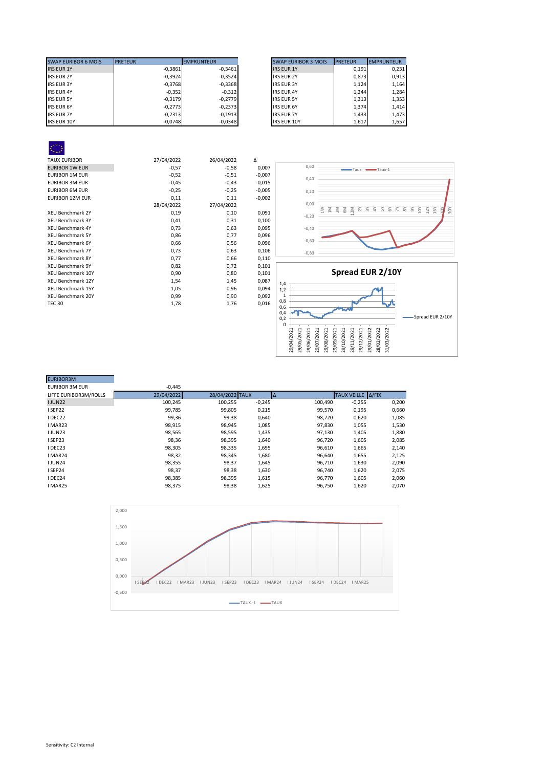| SWAP EURIBOR 6 MOIS | PRETEUR | EMPRUNTEUR |
|---|---|---|
| IRS EUR 1Y | -0,3861 | -0,3461 |
| IRS EUR 2Y | -0,3924 | -0,3524 |
| IRS EUR 3Y | -0,3768 | -0,3368 |
| IRS EUR 4Y | -0,352 | -0,312 |
| IRS EUR 5Y | -0,3179 | -0,2779 |
| IRS EUR 6Y | -0,2773 | -0,2373 |
| IRS EUR 7Y | -0,2313 | -0,1913 |
| IRS EUR 10Y | -0,0748 | -0,0348 |

| SWAP EURIBOR 3 MOIS | PRETEUR | EMPRUNTEUR |
|---|---|---|
| IRS EUR 1Y | 0,191 | 0,231 |
| IRS EUR 2Y | 0,873 | 0,913 |
| IRS EUR 3Y | 1,124 | 1,164 |
| IRS EUR 4Y | 1,244 | 1,284 |
| IRS EUR 5Y | 1,313 | 1,353 |
| IRS EUR 6Y | 1,374 | 1,414 |
| IRS EUR 7Y | 1,433 | 1,473 |
| IRS EUR 10Y | 1,617 | 1,657 |

| TAUX EURIBOR | 27/04/2022 | 26/04/2022 | Δ |
|---|---|---|---|
| EURIBOR 1W EUR | -0,57 | -0,58 | 0,007 |
| EURIBOR 1M EUR | -0,52 | -0,51 | -0,007 |
| EURIBOR 3M EUR | -0,45 | -0,43 | -0,015 |
| EURIBOR 6M EUR | -0,25 | -0,25 | -0,005 |
| EURIBOR 12M EUR | 0,11 | 0,11 | -0,002 |
| | 28/04/2022 | 27/04/2022 | |
| XEU Benchmark 2Y | 0,19 | 0,10 | 0,091 |
| XEU Benchmark 3Y | 0,41 | 0,31 | 0,100 |
| XEU Benchmark 4Y | 0,73 | 0,63 | 0,095 |
| XEU Benchmark 5Y | 0,86 | 0,77 | 0,096 |
| XEU Benchmark 6Y | 0,66 | 0,56 | 0,096 |
| XEU Benchmark 7Y | 0,73 | 0,63 | 0,106 |
| XEU Benchmark 8Y | 0,77 | 0,66 | 0,110 |
| XEU Benchmark 9Y | 0,82 | 0,72 | 0,101 |
| XEU Benchmark 10Y | 0,90 | 0,80 | 0,101 |
| XEU Benchmark 12Y | 1,54 | 1,45 | 0,087 |
| XEU Benchmark 15Y | 1,05 | 0,96 | 0,094 |
| XEU Benchmark 20Y | 0,99 | 0,90 | 0,092 |
| TEC 30 | 1,78 | 1,76 | 0,016 |

**Spread EUR 2/10Y**

| EURIBOR3M | | | | | | |
|---|---|---|---|---|---|---|
| EURIBOR 3M EUR | -0,445 | | | | | |
| LIFFE EURIBOR3M/ROLLS | 29/04/2022 | 28/04/2022 | TAUX | Δ | TAUX VEILLE | Δ/FIX |
| I JUN22 | 100,245 | 100,255 | -0,245 | 100,490 | -0,255 | 0,200 |
| I SEP22 | 99,785 | 99,805 | 0,215 | 99,570 | 0,195 | 0,660 |
| I DEC22 | 99,36 | 99,38 | 0,640 | 98,720 | 0,620 | 1,085 |
| I MAR23 | 98,915 | 98,945 | 1,085 | 97,830 | 1,055 | 1,530 |
| I JUN23 | 98,565 | 98,595 | 1,435 | 97,130 | 1,405 | 1,880 |
| I SEP23 | 98,36 | 98,395 | 1,640 | 96,720 | 1,605 | 2,085 |
| I DEC23 | 98,305 | 98,335 | 1,695 | 96,610 | 1,665 | 2,140 |
| I MAR24 | 98,32 | 98,345 | 1,680 | 96,640 | 1,655 | 2,125 |
| I JUN24 | 98,355 | 98,37 | 1,645 | 96,710 | 1,630 | 2,090 |
| I SEP24 | 98,37 | 98,38 | 1,630 | 96,740 | 1,620 | 2,075 |
| I DEC24 | 98,385 | 98,395 | 1,615 | 96,770 | 1,605 | 2,060 |
| I MAR25 | 98,375 | 98,38 | 1,625 | 96,750 | 1,620 | 2,070 |

Sensitivity: C2 Internal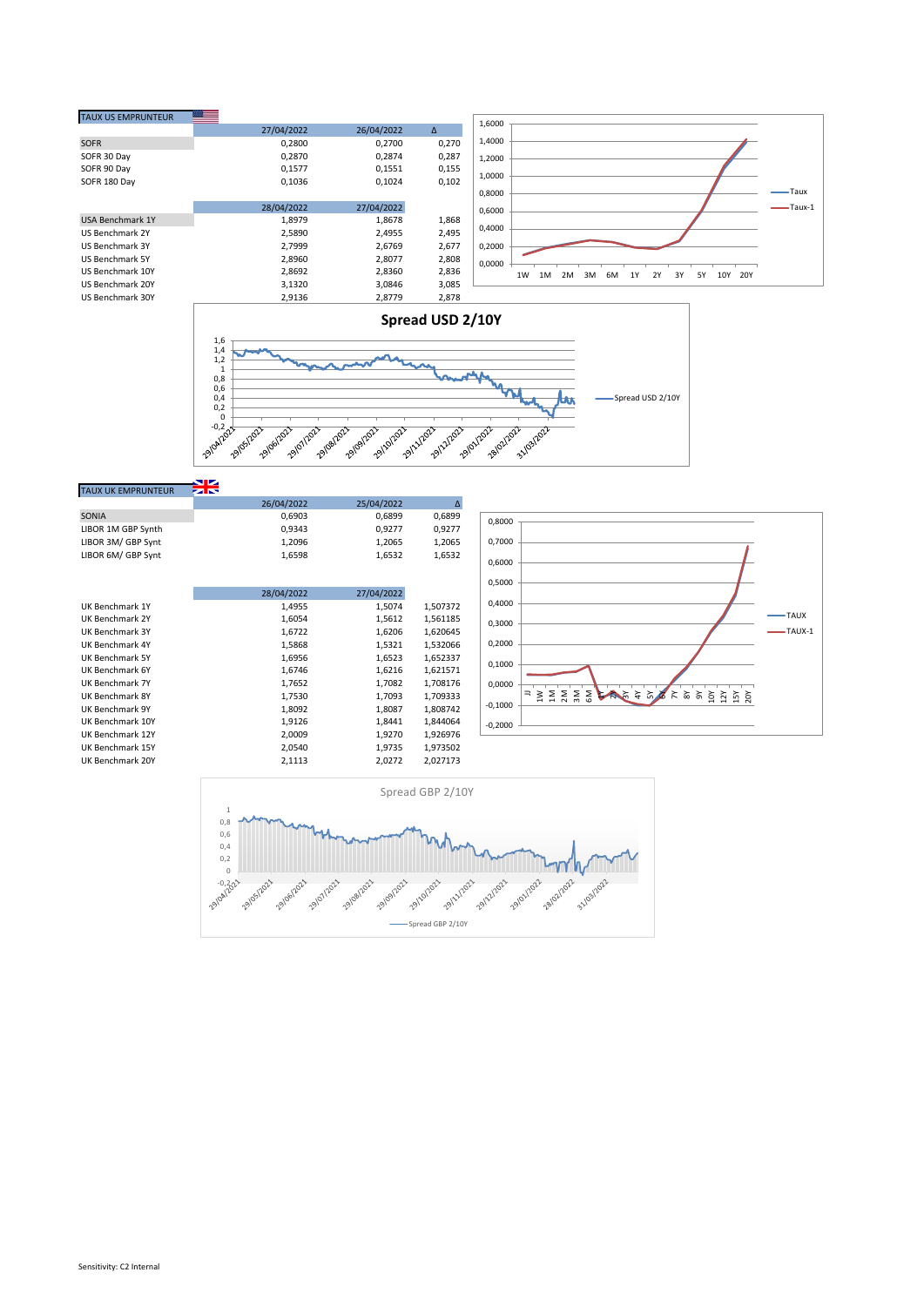## TAUX US EMPRUNTEUR

| | 27/04/2022 | 26/04/2022 | Δ |
|---|---|---|---|
| SOFR | 0,2800 | 0,2700 | 0,270 |
| SOFR 30 Day | 0,2870 | 0,2874 | 0,287 |
| SOFR 90 Day | 0,1577 | 0,1551 | 0,155 |
| SOFR 180 Day | 0,1036 | 0,1024 | 0,102 |

| | 28/04/2022 | 27/04/2022 | |
|---|---|---|---|
| USA Benchmark 1Y | 1,8979 | 1,8678 | 1,868 |
| US Benchmark 2Y | 2,5890 | 2,4955 | 2,495 |
| US Benchmark 3Y | 2,7999 | 2,6769 | 2,677 |
| US Benchmark 5Y | 2,8960 | 2,8077 | 2,808 |
| US Benchmark 10Y | 2,8692 | 2,8360 | 2,836 |
| US Benchmark 20Y | 3,1320 | 3,0846 | 3,085 |
| US Benchmark 30Y | 2,9136 | 2,8779 | 2,878 |

1,6000
1,4000
1,2000
1,0000
0,8000
0,6000
0,4000
0,2000
0,0000
1W 1M 2M 3M 6M 1Y 2Y 3Y 5Y 10Y 20Y
Taux
Taux-1

**Spread USD 2/10Y**

1,6
1,4
1,2
1
0,8
0,6
0,4
0,2
0
-0,2
29/04/2021 29/05/2021 29/06/2021 29/07/2021 29/08/2021 29/09/2021 29/10/2021 29/11/2021 29/12/2021 29/01/2022 28/02/2022 31/03/2022
Spread USD 2/10Y

## TAUX UK EMPRUNTEUR

| | 26/04/2022 | 25/04/2022 | Δ |
|---|---|---|---|
| SONIA | 0,6903 | 0,6899 | 0,6899 |
| LIBOR 1M GBP Synth | 0,9343 | 0,9277 | 0,9277 |
| LIBOR 3M/ GBP Synt | 1,2096 | 1,2065 | 1,2065 |
| LIBOR 6M/ GBP Synt | 1,6598 | 1,6532 | 1,6532 |

| | 28/04/2022 | 27/04/2022 | |
|---|---|---|---|
| UK Benchmark 1Y | 1,4955 | 1,5074 | 1,507372 |
| UK Benchmark 2Y | 1,6054 | 1,5612 | 1,561185 |
| UK Benchmark 3Y | 1,6722 | 1,6206 | 1,620645 |
| UK Benchmark 4Y | 1,5868 | 1,5321 | 1,532066 |
| UK Benchmark 5Y | 1,6956 | 1,6523 | 1,652337 |
| UK Benchmark 6Y | 1,6746 | 1,6216 | 1,621571 |
| UK Benchmark 7Y | 1,7652 | 1,7082 | 1,708176 |
| UK Benchmark 8Y | 1,7530 | 1,7093 | 1,709333 |
| UK Benchmark 9Y | 1,8092 | 1,8087 | 1,808742 |
| UK Benchmark 10Y | 1,9126 | 1,8441 | 1,844064 |
| UK Benchmark 12Y | 2,0009 | 1,9270 | 1,926976 |
| UK Benchmark 15Y | 2,0540 | 1,9735 | 1,973502 |
| UK Benchmark 20Y | 2,1113 | 2,0272 | 2,027173 |

0,8000
0,7000
0,6000
0,5000
0,4000
0,3000
0,2000
0,1000
0,0000
-0,1000
-0,2000
JJ 1W 1M 2M 3M 6M 1Y 2Y 3Y 4Y 5Y 6Y 7Y 8Y 9Y 10Y 12Y 15Y 20Y
TAUX
TAUX-1

Spread GBP 2/10Y

1
0,8
0,6
0,4
0,2
0
-0,2
29/04/2021 29/05/2021 29/06/2021 29/07/2021 29/08/2021 29/09/2021 29/10/2021 29/11/2021 29/12/2021 29/01/2022 28/02/2022 31/03/2022
Spread GBP 2/10Y

Sensitivity: C2 Internal